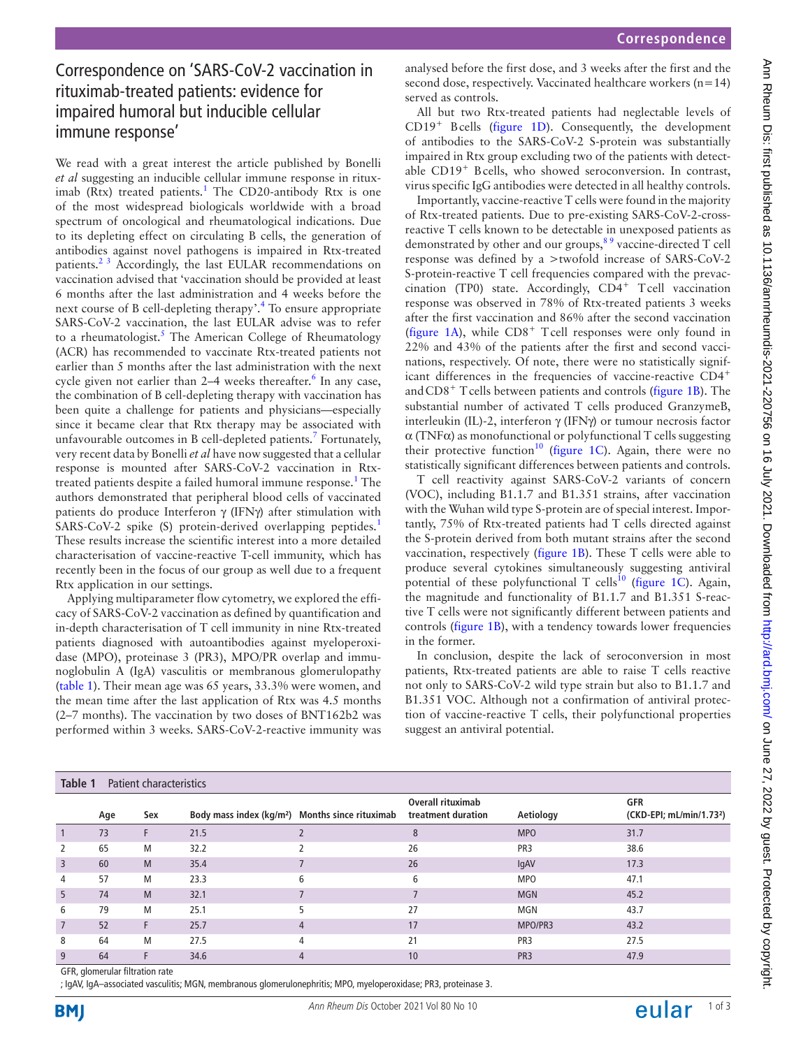# Correspondence on 'SARS-CoV-2 vaccination in rituximab-treated patients: evidence for impaired humoral but inducible cellular immune response'

We read with a great interest the article published by Bonelli *et al* suggesting an inducible cellular immune response in rituximab (Rtx) treated patients.[1] The CD20-antibody Rtx is one of the most widespread biologicals worldwide with a broad spectrum of oncological and rheumatological indications. Due to its depleting effect on circulating B cells, the generation of antibodies against novel pathogens is impaired in Rtx-treated patients.[2 3] Accordingly, the last EULAR recommendations on vaccination advised that 'vaccination should be provided at least 6 months after the last administration and 4 weeks before the next course of B cell-depleting therapy'.[4] To ensure appropriate SARS-CoV-2 vaccination, the last EULAR advise was to refer to a rheumatologist.[5] The American College of Rheumatology (ACR) has recommended to vaccinate Rtx-treated patients not earlier than 5 months after the last administration with the next cycle given not earlier than 2–4 weeks thereafter.[6] In any case, the combination of B cell-depleting therapy with vaccination has been quite a challenge for patients and physicians—especially since it became clear that Rtx therapy may be associated with unfavourable outcomes in B cell-depleted patients.[7] Fortunately, very recent data by Bonelli *et al* have now suggested that a cellular response is mounted after SARS-CoV-2 vaccination in Rtx-treated patients despite a failed humoral immune response.[1] The authors demonstrated that peripheral blood cells of vaccinated patients do produce Interferon γ (IFNγ) after stimulation with SARS-CoV-2 spike (S) protein-derived overlapping peptides.[1] These results increase the scientific interest into a more detailed characterisation of vaccine-reactive T-cell immunity, which has recently been in the focus of our group as well due to a frequent Rtx application in our settings.

Applying multiparameter flow cytometry, we explored the efficacy of SARS-CoV-2 vaccination as defined by quantification and in-depth characterisation of T cell immunity in nine Rtx-treated patients diagnosed with autoantibodies against myeloperoxidase (MPO), proteinase 3 (PR3), MPO/PR overlap and immunoglobulin A (IgA) vasculitis or membranous glomerulopathy (table 1). Their mean age was 65 years, 33.3% were women, and the mean time after the last application of Rtx was 4.5 months (2–7 months). The vaccination by two doses of BNT162b2 was performed within 3 weeks. SARS-CoV-2-reactive immunity was analysed before the first dose, and 3 weeks after the first and the second dose, respectively. Vaccinated healthcare workers (n=14) served as controls.

All but two Rtx-treated patients had neglectable levels of $CD19^+$ Bcells (figure 1D). Consequently, the development of antibodies to the SARS-CoV-2 S-protein was substantially impaired in Rtx group excluding two of the patients with detectable $CD19^+$ Bcells, who showed seroconversion. In contrast, virus specific IgG antibodies were detected in all healthy controls.

Importantly, vaccine-reactive T cells were found in the majority of Rtx-treated patients. Due to pre-existing SARS-CoV-2-cross-reactive T cells known to be detectable in unexposed patients as demonstrated by other and our groups,[8 9] vaccine-directed T cell response was defined by a >twofold increase of SARS-CoV-2 S-protein-reactive T cell frequencies compared with the prevaccination (TP0) state. Accordingly, $CD4^+$ Tcell vaccination response was observed in 78% of Rtx-treated patients 3 weeks after the first vaccination and 86% after the second vaccination (figure 1A), while $CD8^+$ Tcell responses were only found in 22% and 43% of the patients after the first and second vaccinations, respectively. Of note, there were no statistically significant differences in the frequencies of vaccine-reactive $CD4^+$ and $CD8^+$ Tcells between patients and controls (figure 1B). The substantial number of activated T cells produced GranzymeB, interleukin (IL)-2, interferon γ (IFNγ) or tumour necrosis factor α (TNFα) as monofunctional or polyfunctional T cells suggesting their protective function[10] (figure 1C). Again, there were no statistically significant differences between patients and controls.

T cell reactivity against SARS-CoV-2 variants of concern (VOC), including B1.1.7 and B1.351 strains, after vaccination with the Wuhan wild type S-protein are of special interest. Importantly, 75% of Rtx-treated patients had T cells directed against the S-protein derived from both mutant strains after the second vaccination, respectively (figure 1B). These T cells were able to produce several cytokines simultaneously suggesting antiviral potential of these polyfunctional T cells[10] (figure 1C). Again, the magnitude and functionality of B1.1.7 and B1.351 S-reactive T cells were not significantly different between patients and controls (figure 1B), with a tendency towards lower frequencies in the former.

In conclusion, despite the lack of seroconversion in most patients, Rtx-treated patients are able to raise T cells reactive not only to SARS-CoV-2 wild type strain but also to B1.1.7 and B1.351 VOC. Although not a confirmation of antiviral protection of vaccine-reactive T cells, their polyfunctional properties suggest an antiviral potential.

**Table 1** Patient characteristics

| | Age | Sex | Body mass index (kg/m²) | Months since rituximab | Overall rituximab treatment duration | Aetiology | GFR (CKD-EPI; mL/min/1.73²) |
|---|---|---|---|---|---|---|---|
| 1 | 73 | F | 21.5 | 2 | 8 | MPO | 31.7 |
| 2 | 65 | M | 32.2 | 2 | 26 | PR3 | 38.6 |
| 3 | 60 | M | 35.4 | 7 | 26 | IgAV | 17.3 |
| 4 | 57 | M | 23.3 | 6 | 6 | MPO | 47.1 |
| 5 | 74 | M | 32.1 | 7 | 7 | MGN | 45.2 |
| 6 | 79 | M | 25.1 | 5 | 27 | MGN | 43.7 |
| 7 | 52 | F | 25.7 | 4 | 17 | MPO/PR3 | 43.2 |
| 8 | 64 | M | 27.5 | 4 | 21 | PR3 | 27.5 |
| 9 | 64 | F | 34.6 | 4 | 10 | PR3 | 47.9 |

GFR, glomerular filtration rate

; IgAV, IgA–associated vasculitis; MGN, membranous glomerulonephritis; MPO, myeloperoxidase; PR3, proteinase 3.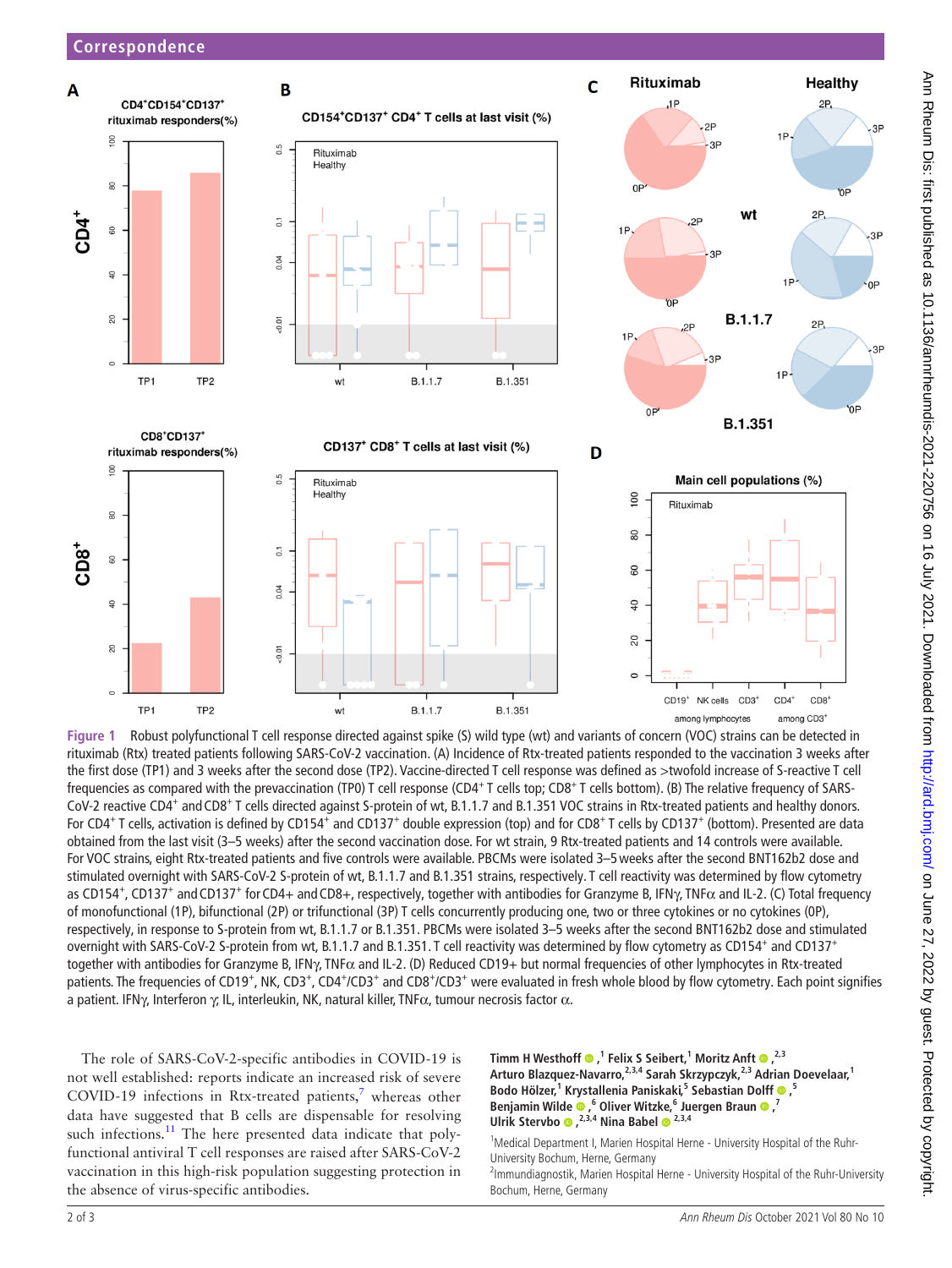Figure 1 Robust polyfunctional T cell response directed against spike (S) wild type (wt) and variants of concern (VOC) strains can be detected in rituximab (Rtx) treated patients following SARS-CoV-2 vaccination. (A) Incidence of Rtx-treated patients responded to the vaccination 3 weeks after the first dose (TP1) and 3 weeks after the second dose (TP2). Vaccine-directed T cell response was defined as >twofold increase of S-reactive T cell frequencies as compared with the prevaccination (TP0) T cell response ($CD4^+$ T cells top; $CD8^+$ T cells bottom). (B) The relative frequency of SARS-CoV-2 reactive $CD4^+$ and $CD8^+$ T cells directed against S-protein of wt, B.1.1.7 and B.1.351 VOC strains in Rtx-treated patients and healthy donors. For $CD4^+$ T cells, activation is defined by $CD154^+$ and $CD137^+$ double expression (top) and for $CD8^+$ T cells by $CD137^+$ (bottom). Presented are data obtained from the last visit (3–5 weeks) after the second vaccination dose. For wt strain, 9 Rtx-treated patients and 14 controls were available. For VOC strains, eight Rtx-treated patients and five controls were available. PBCMs were isolated 3–5 weeks after the second BNT162b2 dose and stimulated overnight with SARS-CoV-2 S-protein of wt, B.1.1.7 and B.1.351 strains, respectively. T cell reactivity was determined by flow cytometry as $CD154^+$, $CD137^+$ and $CD137^+$ for CD4+ and CD8+, respectively, together with antibodies for Granzyme B, IFNγ, TNFα and IL-2. (C) Total frequency of monofunctional (1P), bifunctional (2P) or trifunctional (3P) T cells concurrently producing one, two or three cytokines or no cytokines (0P), respectively, in response to S-protein from wt, B.1.1.7 or B.1.351. PBCMs were isolated 3–5 weeks after the second BNT162b2 dose and stimulated overnight with SARS-CoV-2 S-protein from wt, B.1.1.7 and B.1.351. T cell reactivity was determined by flow cytometry as $CD154^+$ and $CD137^+$ together with antibodies for Granzyme B, IFNγ, TNFα and IL-2. (D) Reduced CD19+ but normal frequencies of other lymphocytes in Rtx-treated patients. The frequencies of $CD19^+$, NK, $CD3^+$, $CD4^+/CD3^+$ and $CD8^+/CD3^+$ were evaluated in fresh whole blood by flow cytometry. Each point signifies a patient. IFNγ, Interferon γ; IL, interleukin, NK, natural killer, TNFα, tumour necrosis factor α.

The role of SARS-CoV-2-specific antibodies in COVID-19 is not well established: reports indicate an increased risk of severe COVID-19 infections in Rtx-treated patients,[7] whereas other data have suggested that B cells are dispensable for resolving such infections.[11] The here presented data indicate that polyfunctional antiviral T cell responses are raised after SARS-CoV-2 vaccination in this high-risk population suggesting protection in the absence of virus-specific antibodies.

**Timm H Westhoff**,[1] **Felix S Seibert**,[1] **Moritz Anft**,[2,3] **Arturo Blazquez-Navarro**,[2,3,4] **Sarah Skrzypczyk**,[2,3] **Adrian Doevelaar**,[1] **Bodo Hölzer**,[1] **Krystallenia Paniskaki**,[5] **Sebastian Dolff**,[5] **Benjamin Wilde**,[6] **Oliver Witzke**,[6] **Juergen Braun**,[7] **Ulrik Stervbo**,[2,3,4] **Nina Babel**[2,3,4]

[1]Medical Department I, Marien Hospital Herne - University Hospital of the Ruhr-University Bochum, Herne, Germany
[2]Immundiagnostik, Marien Hospital Herne - University Hospital of the Ruhr-University Bochum, Herne, Germany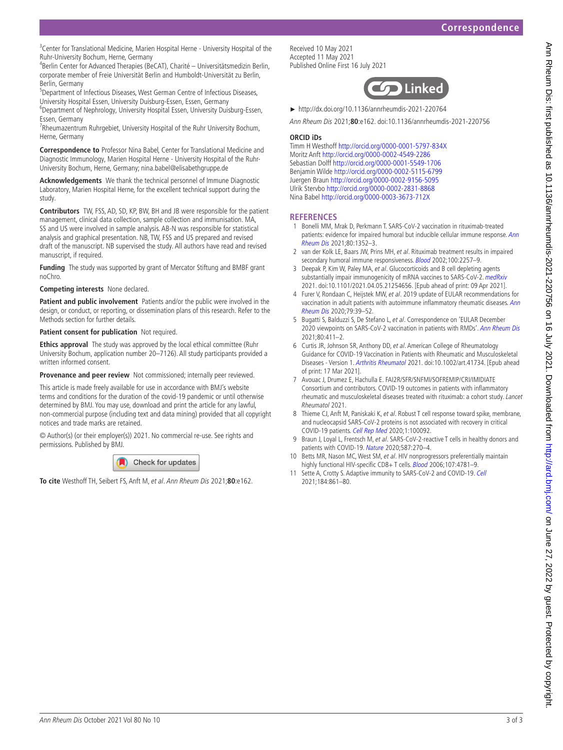[3]Center for Translational Medicine, Marien Hospital Herne - University Hospital of the Ruhr-University Bochum, Herne, Germany
[4]Berlin Center for Advanced Therapies (BeCAT), Charité – Universitätsmedizin Berlin, corporate member of Freie Universität Berlin and Humboldt-Universität zu Berlin, Berlin, Germany
[5]Department of Infectious Diseases, West German Centre of Infectious Diseases, University Hospital Essen, University Duisburg-Essen, Essen, Germany
[6]Department of Nephrology, University Hospital Essen, University Duisburg-Essen, Essen, Germany
[7]Rheumazentrum Ruhrgebiet, University Hospital of the Ruhr University Bochum, Herne, Germany

**Correspondence to** Professor Nina Babel, Center for Translational Medicine and Diagnostic Immunology, Marien Hospital Herne - University Hospital of the Ruhr-University Bochum, Herne, Germany; nina.babel@elisabethgruppe.de

**Acknowledgements** We thank the technical personnel of Immune Diagnostic Laboratory, Marien Hospital Herne, for the excellent technical support during the study.

**Contributors** TW, FSS, AD, SD, KP, BW, BH and JB were responsible for the patient management, clinical data collection, sample collection and immunisation. MA, SS and US were involved in sample analysis. AB-N was responsible for statistical analysis and graphical presentation. NB, TW, FSS and US prepared and revised draft of the manuscript. NB supervised the study. All authors have read and revised manuscript, if required.

**Funding** The study was supported by grant of Mercator Stiftung and BMBF grant noChro.

**Competing interests** None declared.

**Patient and public involvement** Patients and/or the public were involved in the design, or conduct, or reporting, or dissemination plans of this research. Refer to the Methods section for further details.

**Patient consent for publication** Not required.

**Ethics approval** The study was approved by the local ethical committee (Ruhr University Bochum, application number 20–7126). All study participants provided a written informed consent.

**Provenance and peer review** Not commissioned; internally peer reviewed.

This article is made freely available for use in accordance with BMJ's website terms and conditions for the duration of the covid-19 pandemic or until otherwise determined by BMJ. You may use, download and print the article for any lawful, non-commercial purpose (including text and data mining) provided that all copyright notices and trade marks are retained.

© Author(s) (or their employer(s)) 2021. No commercial re-use. See rights and permissions. Published by BMJ.

**To cite** Westhoff TH, Seibert FS, Anft M, *et al*. *Ann Rheum Dis* 2021;**80**:e162.

Received 10 May 2021
Accepted 11 May 2021
Published Online First 16 July 2021

► http://dx.doi.org/10.1136/annrheumdis-2021-220764

*Ann Rheum Dis* 2021;**80**:e162. doi:10.1136/annrheumdis-2021-220756

**ORCID iDs**
Timm H Westhoff http://orcid.org/0000-0001-5797-834X
Moritz Anft http://orcid.org/0000-0002-4549-2286
Sebastian Dolff http://orcid.org/0000-0001-5549-1706
Benjamin Wilde http://orcid.org/0000-0002-5115-6799
Juergen Braun http://orcid.org/0000-0002-9156-5095
Ulrik Stervbo http://orcid.org/0000-0002-2831-8868
Nina Babel http://orcid.org/0000-0003-3673-712X

## REFERENCES

1. Bonelli MM, Mrak D, Perkmann T. SARS-CoV-2 vaccination in rituximab-treated patients: evidence for impaired humoral but inducible cellular immune response. *Ann Rheum Dis* 2021;80:1352–3.
2. van der Kolk LE, Baars JW, Prins MH, *et al*. Rituximab treatment results in impaired secondary humoral immune responsiveness. *Blood* 2002;100:2257–9.
3. Deepak P, Kim W, Paley MA, *et al*. Glucocorticoids and B cell depleting agents substantially impair immunogenicity of mRNA vaccines to SARS-CoV-2. *medRxiv* 2021. doi:10.1101/2021.04.05.21254656. [Epub ahead of print: 09 Apr 2021].
4. Furer V, Rondaan C, Heijstek MW, *et al*. 2019 update of EULAR recommendations for vaccination in adult patients with autoimmune inflammatory rheumatic diseases. *Ann Rheum Dis* 2020;79:39–52.
5. Bugatti S, Balduzzi S, De Stefano L, *et al*. Correspondence on 'EULAR December 2020 viewpoints on SARS-CoV-2 vaccination in patients with RMDs'. *Ann Rheum Dis* 2021;80:411–2.
6. Curtis JR, Johnson SR, Anthony DD, *et al*. American College of Rheumatology Guidance for COVID-19 Vaccination in Patients with Rheumatic and Musculoskeletal Diseases - Version 1. *Arthritis Rheumatol* 2021. doi:10.1002/art.41734. [Epub ahead of print: 17 Mar 2021].
7. Avouac J, Drumez E, Hachulla E. FAI2R/SFR/SNFMI/SOFREMIP/CRI/IMIDIATE Consortium and contributors. COVID-19 outcomes in patients with inflammatory rheumatic and musculoskeletal diseases treated with rituximab: a cohort study. *Lancet Rheumatol* 2021.
8. Thieme CJ, Anft M, Paniskaki K, *et al*. Robust T cell response toward spike, membrane, and nucleocapsid SARS-CoV-2 proteins is not associated with recovery in critical COVID-19 patients. *Cell Rep Med* 2020;1:100092.
9. Braun J, Loyal L, Frentsch M, *et al*. SARS-CoV-2-reactive T cells in healthy donors and patients with COVID-19. *Nature* 2020;587:270–4.
10. Betts MR, Nason MC, West SM, *et al*. HIV nonprogressors preferentially maintain highly functional HIV-specific CD8+ T cells. *Blood* 2006;107:4781–9.
11. Sette A, Crotty S. Adaptive immunity to SARS-CoV-2 and COVID-19. *Cell* 2021;184:861–80.